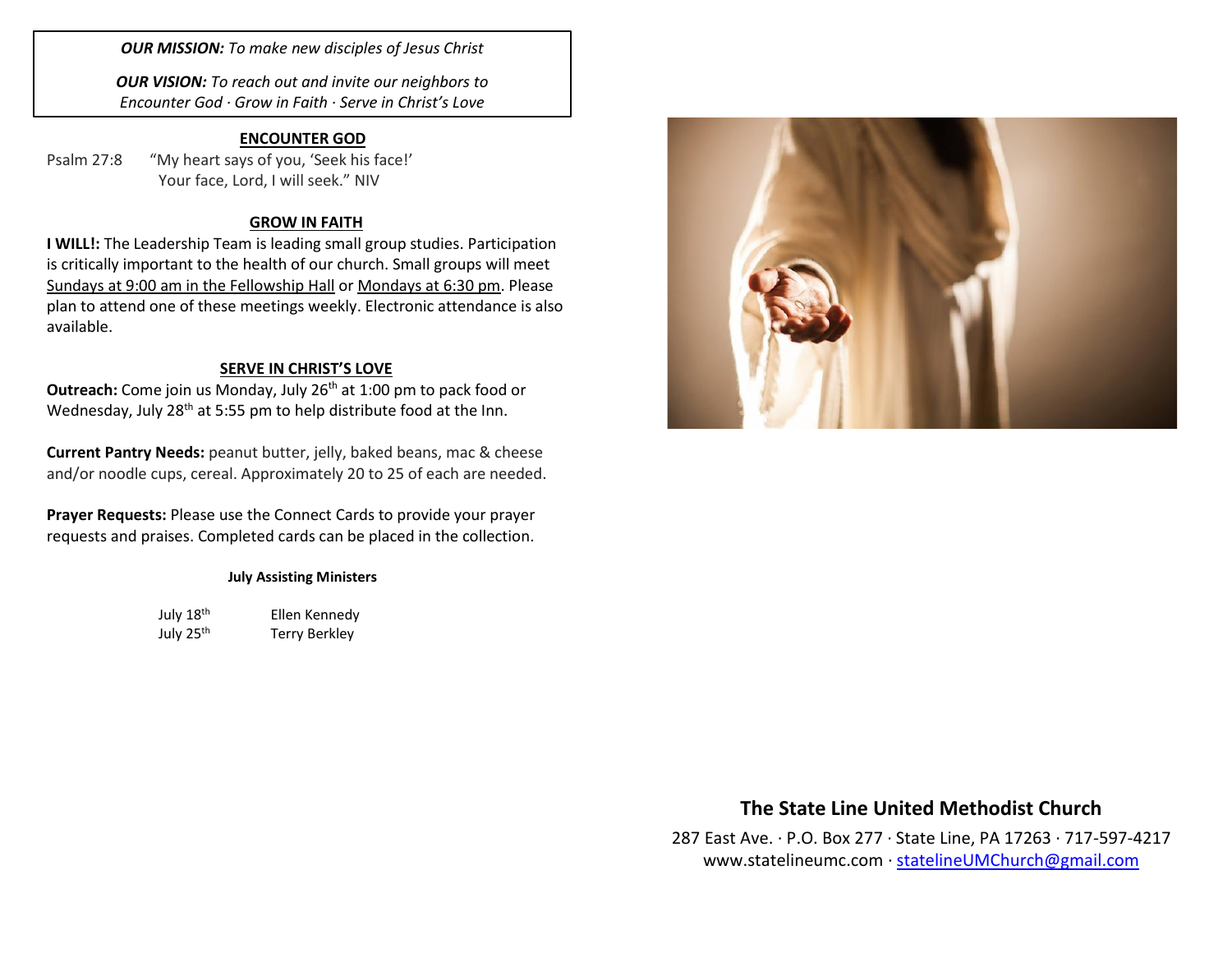***OUR MISSION:*** *To make new disciples of Jesus Christ*

***OUR VISION:*** *To reach out and invite our neighbors to Encounter God · Grow in Faith · Serve in Christ's Love*

## ENCOUNTER GOD

Psalm 27:8 "My heart says of you, 'Seek his face!' Your face, Lord, I will seek." NIV

## GROW IN FAITH

**I WILL!:** The Leadership Team is leading small group studies. Participation is critically important to the health of our church. Small groups will meet Sundays at 9:00 am in the Fellowship Hall or Mondays at 6:30 pm. Please plan to attend one of these meetings weekly. Electronic attendance is also available.

## SERVE IN CHRIST'S LOVE

**Outreach:** Come join us Monday, July 26th at 1:00 pm to pack food or Wednesday, July 28th at 5:55 pm to help distribute food at the Inn.

**Current Pantry Needs:** peanut butter, jelly, baked beans, mac & cheese and/or noodle cups, cereal. Approximately 20 to 25 of each are needed.

**Prayer Requests:** Please use the Connect Cards to provide your prayer requests and praises. Completed cards can be placed in the collection.

**July Assisting Ministers**

| | |
|---|---|
| July 18th | Ellen Kennedy |
| July 25th | Terry Berkley |

## The State Line United Methodist Church

287 East Ave. · P.O. Box 277 · State Line, PA 17263 · 717-597-4217
www.statelineumc.com · statelineUMChurch@gmail.com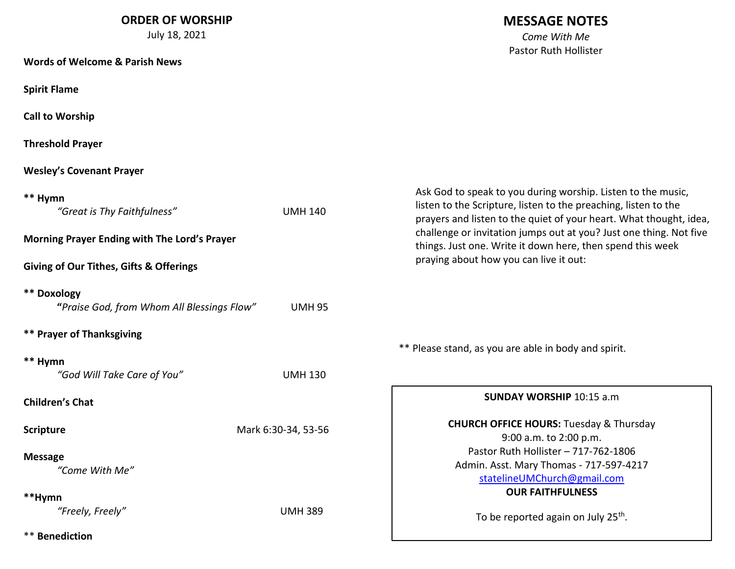## ORDER OF WORSHIP

July 18, 2021

**Words of Welcome & Parish News**

**Spirit Flame**

**Call to Worship**

**Threshold Prayer**

**Wesley's Covenant Prayer**

**\*\* Hymn**
*"Great is Thy Faithfulness"* UMH 140

**Morning Prayer Ending with The Lord's Prayer**

**Giving of Our Tithes, Gifts & Offerings**

**\*\* Doxology**
**"***Praise God, from Whom All Blessings Flow"* UMH 95

**\*\* Prayer of Thanksgiving**

**\*\* Hymn**
*"God Will Take Care of You"* UMH 130

**Children's Chat**

**Scripture** Mark 6:30-34, 53-56

**Message**
*"Come With Me"*

**\*\*Hymn**
*"Freely, Freely"* UMH 389

\*\* **Benediction**

## MESSAGE NOTES

*Come With Me*

Pastor Ruth Hollister

Ask God to speak to you during worship. Listen to the music, listen to the Scripture, listen to the preaching, listen to the prayers and listen to the quiet of your heart. What thought, idea, challenge or invitation jumps out at you? Just one thing. Not five things. Just one. Write it down here, then spend this week praying about how you can live it out:

\*\* Please stand, as you are able in body and spirit.

**SUNDAY WORSHIP** 10:15 a.m

**CHURCH OFFICE HOURS:** Tuesday & Thursday
9:00 a.m. to 2:00 p.m.
Pastor Ruth Hollister – 717-762-1806
Admin. Asst. Mary Thomas - 717-597-4217
statelineUMChurch@gmail.com

**OUR FAITHFULNESS**

To be reported again on July 25th.